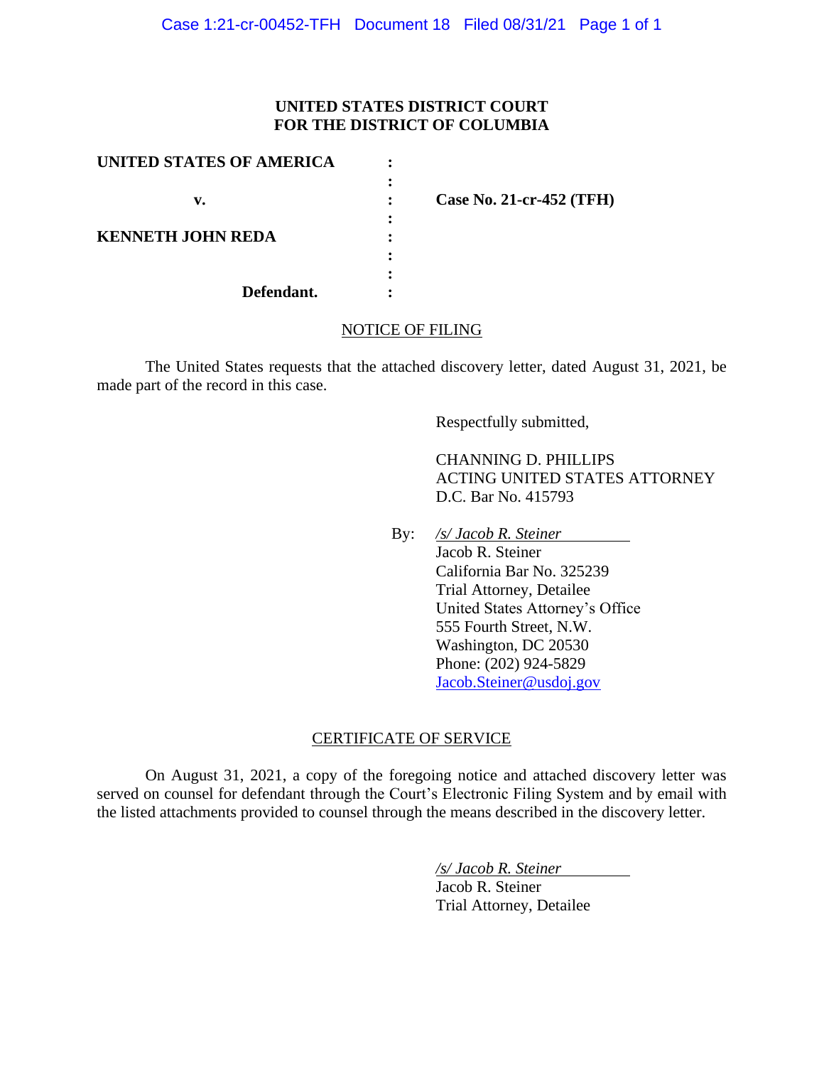**UNITED STATES DISTRICT COURT**
**FOR THE DISTRICT OF COLUMBIA**

| | | |
|---|---|---|
| **UNITED STATES OF AMERICA** | : | |
| | : | |
| **v.** | : | **Case No. 21-cr-452 (TFH)** |
| | : | |
| **KENNETH JOHN REDA** | : | |
| | : | |
| | : | |
| **Defendant.** | : | |

## NOTICE OF FILING

The United States requests that the attached discovery letter, dated August 31, 2021, be made part of the record in this case.

Respectfully submitted,

CHANNING D. PHILLIPS
ACTING UNITED STATES ATTORNEY
D.C. Bar No. 415793

By: */s/ Jacob R. Steiner*
Jacob R. Steiner
California Bar No. 325239
Trial Attorney, Detailee
United States Attorney's Office
555 Fourth Street, N.W.
Washington, DC 20530
Phone: (202) 924-5829
Jacob.Steiner@usdoj.gov

## CERTIFICATE OF SERVICE

On August 31, 2021, a copy of the foregoing notice and attached discovery letter was served on counsel for defendant through the Court's Electronic Filing System and by email with the listed attachments provided to counsel through the means described in the discovery letter.

*/s/ Jacob R. Steiner*
Jacob R. Steiner
Trial Attorney, Detailee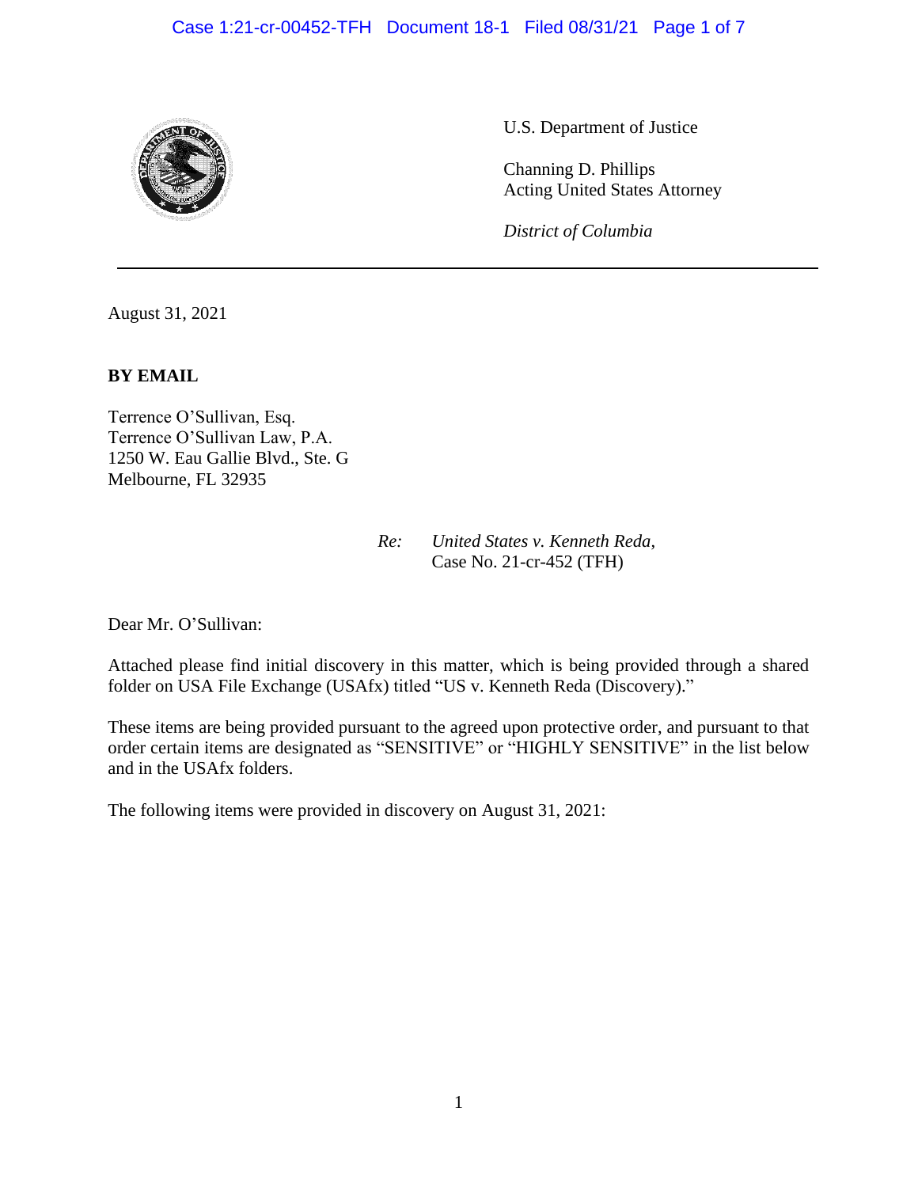U.S. Department of Justice

Channing D. Phillips
Acting United States Attorney

*District of Columbia*

---

August 31, 2021

**BY EMAIL**

Terrence O'Sullivan, Esq.
Terrence O'Sullivan Law, P.A.
1250 W. Eau Gallie Blvd., Ste. G
Melbourne, FL 32935

*Re:* *United States v. Kenneth Reda*,
Case No. 21-cr-452 (TFH)

Dear Mr. O'Sullivan:

Attached please find initial discovery in this matter, which is being provided through a shared folder on USA File Exchange (USAfx) titled "US v. Kenneth Reda (Discovery)."

These items are being provided pursuant to the agreed upon protective order, and pursuant to that order certain items are designated as "SENSITIVE" or "HIGHLY SENSITIVE" in the list below and in the USAfx folders.

The following items were provided in discovery on August 31, 2021: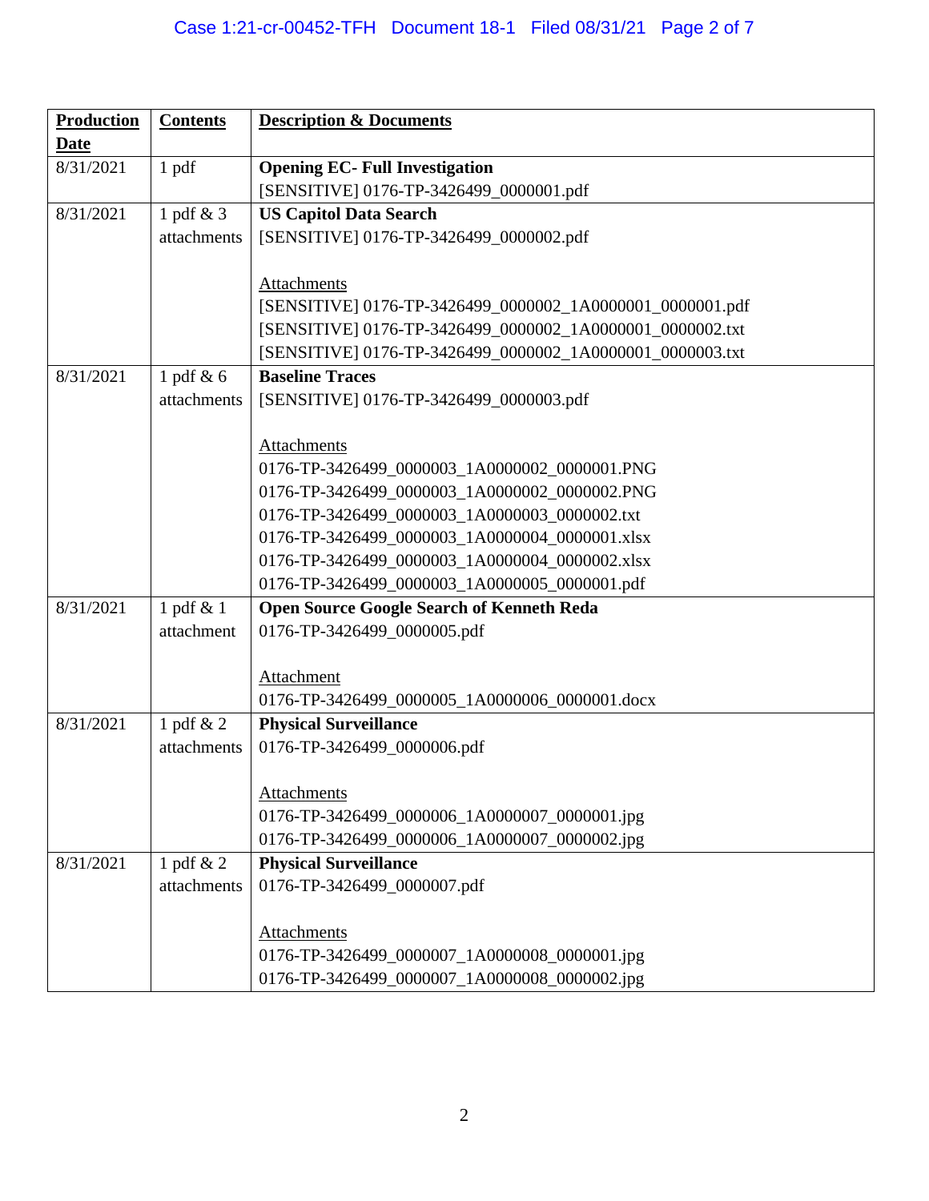| Production Date | Contents | Description & Documents |
|---|---|---|
| 8/31/2021 | 1 pdf | **Opening EC- Full Investigation**<br>[SENSITIVE] 0176-TP-3426499_0000001.pdf |
| 8/31/2021 | 1 pdf & 3 attachments | **US Capitol Data Search**<br>[SENSITIVE] 0176-TP-3426499_0000002.pdf<br><br>Attachments<br>[SENSITIVE] 0176-TP-3426499_0000002_1A0000001_0000001.pdf<br>[SENSITIVE] 0176-TP-3426499_0000002_1A0000001_0000002.txt<br>[SENSITIVE] 0176-TP-3426499_0000002_1A0000001_0000003.txt |
| 8/31/2021 | 1 pdf & 6 attachments | **Baseline Traces**<br>[SENSITIVE] 0176-TP-3426499_0000003.pdf<br><br>Attachments<br>0176-TP-3426499_0000003_1A0000002_0000001.PNG<br>0176-TP-3426499_0000003_1A0000002_0000002.PNG<br>0176-TP-3426499_0000003_1A0000003_0000002.txt<br>0176-TP-3426499_0000003_1A0000004_0000001.xlsx<br>0176-TP-3426499_0000003_1A0000004_0000002.xlsx<br>0176-TP-3426499_0000003_1A0000005_0000001.pdf |
| 8/31/2021 | 1 pdf & 1 attachment | **Open Source Google Search of Kenneth Reda**<br>0176-TP-3426499_0000005.pdf<br><br>Attachment<br>0176-TP-3426499_0000005_1A0000006_0000001.docx |
| 8/31/2021 | 1 pdf & 2 attachments | **Physical Surveillance**<br>0176-TP-3426499_0000006.pdf<br><br>Attachments<br>0176-TP-3426499_0000006_1A0000007_0000001.jpg<br>0176-TP-3426499_0000006_1A0000007_0000002.jpg |
| 8/31/2021 | 1 pdf & 2 attachments | **Physical Surveillance**<br>0176-TP-3426499_0000007.pdf<br><br>Attachments<br>0176-TP-3426499_0000007_1A0000008_0000001.jpg<br>0176-TP-3426499_0000007_1A0000008_0000002.jpg |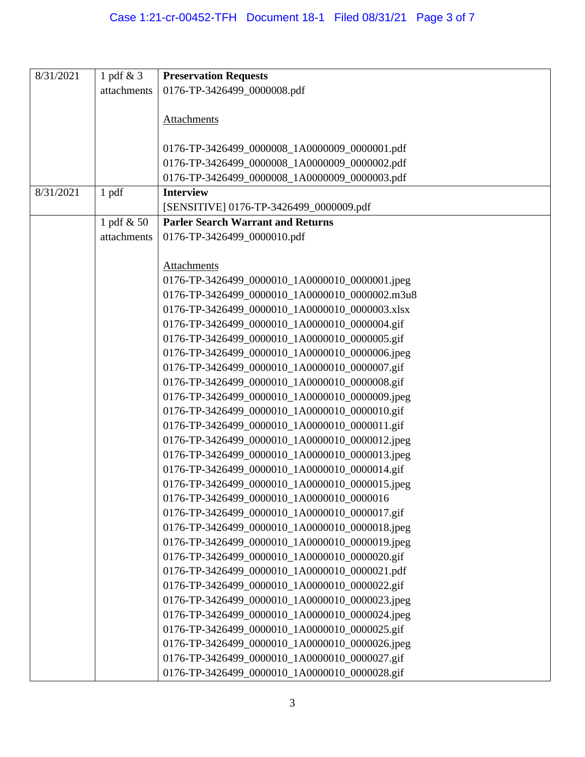| | | |
|---|---|---|
| 8/31/2021 | 1 pdf & 3 attachments | **Preservation Requests**<br>0176-TP-3426499_0000008.pdf<br><br><u>Attachments</u><br><br>0176-TP-3426499_0000008_1A0000009_0000001.pdf<br>0176-TP-3426499_0000008_1A0000009_0000002.pdf<br>0176-TP-3426499_0000008_1A0000009_0000003.pdf |
| 8/31/2021 | 1 pdf | **Interview**<br>[SENSITIVE] 0176-TP-3426499_0000009.pdf |
| | 1 pdf & 50 attachments | **Parler Search Warrant and Returns**<br>0176-TP-3426499_0000010.pdf<br><br><u>Attachments</u><br>0176-TP-3426499_0000010_1A0000010_0000001.jpeg<br>0176-TP-3426499_0000010_1A0000010_0000002.m3u8<br>0176-TP-3426499_0000010_1A0000010_0000003.xlsx<br>0176-TP-3426499_0000010_1A0000010_0000004.gif<br>0176-TP-3426499_0000010_1A0000010_0000005.gif<br>0176-TP-3426499_0000010_1A0000010_0000006.jpeg<br>0176-TP-3426499_0000010_1A0000010_0000007.gif<br>0176-TP-3426499_0000010_1A0000010_0000008.gif<br>0176-TP-3426499_0000010_1A0000010_0000009.jpeg<br>0176-TP-3426499_0000010_1A0000010_0000010.gif<br>0176-TP-3426499_0000010_1A0000010_0000011.gif<br>0176-TP-3426499_0000010_1A0000010_0000012.jpeg<br>0176-TP-3426499_0000010_1A0000010_0000013.jpeg<br>0176-TP-3426499_0000010_1A0000010_0000014.gif<br>0176-TP-3426499_0000010_1A0000010_0000015.jpeg<br>0176-TP-3426499_0000010_1A0000010_0000016<br>0176-TP-3426499_0000010_1A0000010_0000017.gif<br>0176-TP-3426499_0000010_1A0000010_0000018.jpeg<br>0176-TP-3426499_0000010_1A0000010_0000019.jpeg<br>0176-TP-3426499_0000010_1A0000010_0000020.gif<br>0176-TP-3426499_0000010_1A0000010_0000021.pdf<br>0176-TP-3426499_0000010_1A0000010_0000022.gif<br>0176-TP-3426499_0000010_1A0000010_0000023.jpeg<br>0176-TP-3426499_0000010_1A0000010_0000024.jpeg<br>0176-TP-3426499_0000010_1A0000010_0000025.gif<br>0176-TP-3426499_0000010_1A0000010_0000026.jpeg<br>0176-TP-3426499_0000010_1A0000010_0000027.gif<br>0176-TP-3426499_0000010_1A0000010_0000028.gif |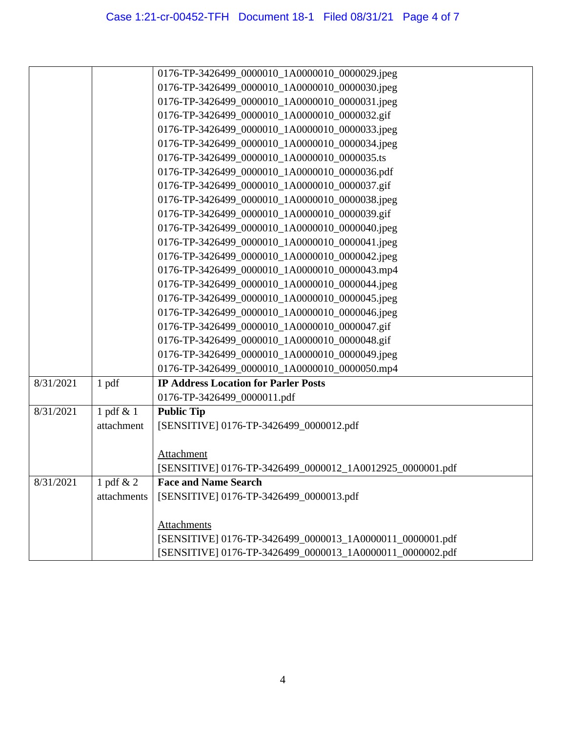| | | |
|---|---|---|
| | | 0176-TP-3426499_0000010_1A0000010_0000029.jpeg<br>0176-TP-3426499_0000010_1A0000010_0000030.jpeg<br>0176-TP-3426499_0000010_1A0000010_0000031.jpeg<br>0176-TP-3426499_0000010_1A0000010_0000032.gif<br>0176-TP-3426499_0000010_1A0000010_0000033.jpeg<br>0176-TP-3426499_0000010_1A0000010_0000034.jpeg<br>0176-TP-3426499_0000010_1A0000010_0000035.ts<br>0176-TP-3426499_0000010_1A0000010_0000036.pdf<br>0176-TP-3426499_0000010_1A0000010_0000037.gif<br>0176-TP-3426499_0000010_1A0000010_0000038.jpeg<br>0176-TP-3426499_0000010_1A0000010_0000039.gif<br>0176-TP-3426499_0000010_1A0000010_0000040.jpeg<br>0176-TP-3426499_0000010_1A0000010_0000041.jpeg<br>0176-TP-3426499_0000010_1A0000010_0000042.jpeg<br>0176-TP-3426499_0000010_1A0000010_0000043.mp4<br>0176-TP-3426499_0000010_1A0000010_0000044.jpeg<br>0176-TP-3426499_0000010_1A0000010_0000045.jpeg<br>0176-TP-3426499_0000010_1A0000010_0000046.jpeg<br>0176-TP-3426499_0000010_1A0000010_0000047.gif<br>0176-TP-3426499_0000010_1A0000010_0000048.gif<br>0176-TP-3426499_0000010_1A0000010_0000049.jpeg<br>0176-TP-3426499_0000010_1A0000010_0000050.mp4 |
| 8/31/2021 | 1 pdf | **IP Address Location for Parler Posts**<br>0176-TP-3426499_0000011.pdf |
| 8/31/2021 | 1 pdf & 1 attachment | **Public Tip**<br>[SENSITIVE] 0176-TP-3426499_0000012.pdf<br><br><u>Attachment</u><br>[SENSITIVE] 0176-TP-3426499_0000012_1A0012925_0000001.pdf |
| 8/31/2021 | 1 pdf & 2 attachments | **Face and Name Search**<br>[SENSITIVE] 0176-TP-3426499_0000013.pdf<br><br><u>Attachments</u><br>[SENSITIVE] 0176-TP-3426499_0000013_1A0000011_0000001.pdf<br>[SENSITIVE] 0176-TP-3426499_0000013_1A0000011_0000002.pdf |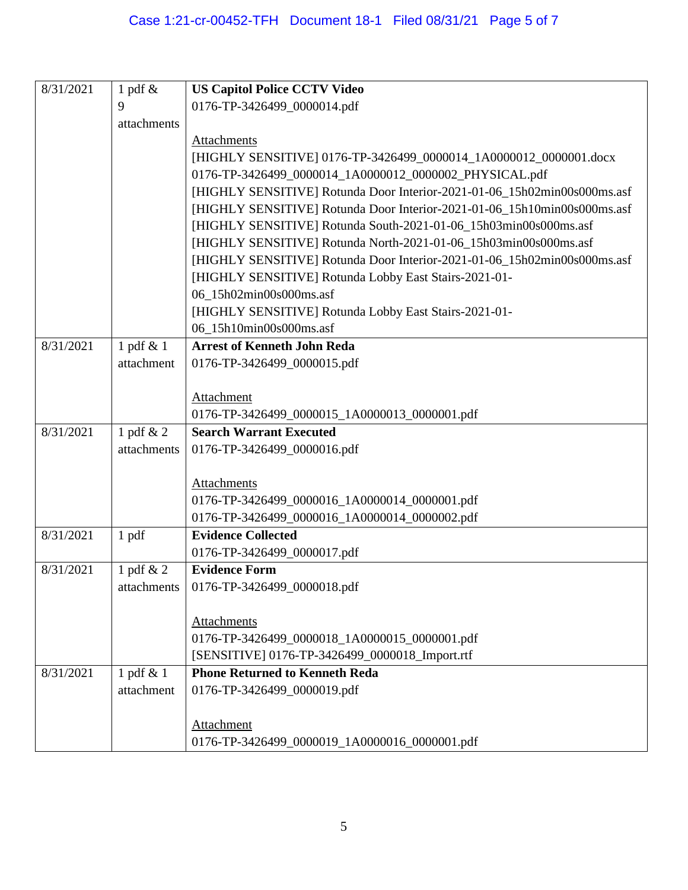| | | |
|---|---|---|
| 8/31/2021 | 1 pdf & 9 attachments | **US Capitol Police CCTV Video**<br>0176-TP-3426499_0000014.pdf<br><br><u>Attachments</u><br>[HIGHLY SENSITIVE] 0176-TP-3426499_0000014_1A0000012_0000001.docx<br>0176-TP-3426499_0000014_1A0000012_0000002_PHYSICAL.pdf<br>[HIGHLY SENSITIVE] Rotunda Door Interior-2021-01-06_15h02min00s000ms.asf<br>[HIGHLY SENSITIVE] Rotunda Door Interior-2021-01-06_15h10min00s000ms.asf<br>[HIGHLY SENSITIVE] Rotunda South-2021-01-06_15h03min00s000ms.asf<br>[HIGHLY SENSITIVE] Rotunda North-2021-01-06_15h03min00s000ms.asf<br>[HIGHLY SENSITIVE] Rotunda Door Interior-2021-01-06_15h02min00s000ms.asf<br>[HIGHLY SENSITIVE] Rotunda Lobby East Stairs-2021-01-06_15h02min00s000ms.asf<br>[HIGHLY SENSITIVE] Rotunda Lobby East Stairs-2021-01-06_15h10min00s000ms.asf |
| 8/31/2021 | 1 pdf & 1 attachment | **Arrest of Kenneth John Reda**<br>0176-TP-3426499_0000015.pdf<br><br><u>Attachment</u><br>0176-TP-3426499_0000015_1A0000013_0000001.pdf |
| 8/31/2021 | 1 pdf & 2 attachments | **Search Warrant Executed**<br>0176-TP-3426499_0000016.pdf<br><br><u>Attachments</u><br>0176-TP-3426499_0000016_1A0000014_0000001.pdf<br>0176-TP-3426499_0000016_1A0000014_0000002.pdf |
| 8/31/2021 | 1 pdf | **Evidence Collected**<br>0176-TP-3426499_0000017.pdf |
| 8/31/2021 | 1 pdf & 2 attachments | **Evidence Form**<br>0176-TP-3426499_0000018.pdf<br><br><u>Attachments</u><br>0176-TP-3426499_0000018_1A0000015_0000001.pdf<br>[SENSITIVE] 0176-TP-3426499_0000018_Import.rtf |
| 8/31/2021 | 1 pdf & 1 attachment | **Phone Returned to Kenneth Reda**<br>0176-TP-3426499_0000019.pdf<br><br><u>Attachment</u><br>0176-TP-3426499_0000019_1A0000016_0000001.pdf |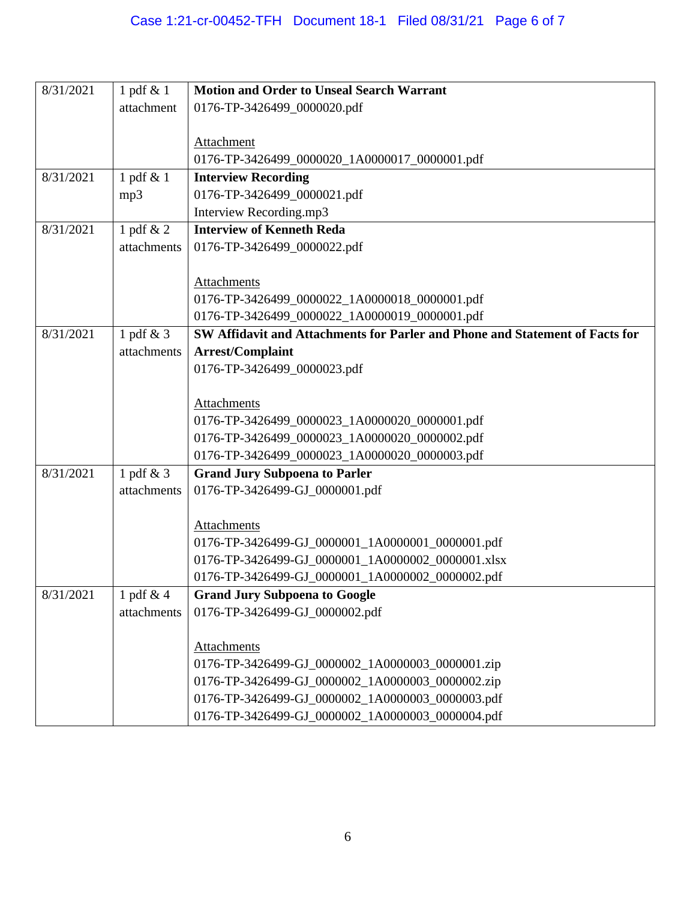| | | |
|---|---|---|
| 8/31/2021 | 1 pdf & 1 attachment | **Motion and Order to Unseal Search Warrant**<br>0176-TP-3426499_0000020.pdf<br><br>Attachment<br>0176-TP-3426499_0000020_1A0000017_0000001.pdf |
| 8/31/2021 | 1 pdf & 1 mp3 | **Interview Recording**<br>0176-TP-3426499_0000021.pdf<br>Interview Recording.mp3 |
| 8/31/2021 | 1 pdf & 2 attachments | **Interview of Kenneth Reda**<br>0176-TP-3426499_0000022.pdf<br><br>Attachments<br>0176-TP-3426499_0000022_1A0000018_0000001.pdf<br>0176-TP-3426499_0000022_1A0000019_0000001.pdf |
| 8/31/2021 | 1 pdf & 3 attachments | **SW Affidavit and Attachments for Parler and Phone and Statement of Facts for Arrest/Complaint**<br>0176-TP-3426499_0000023.pdf<br><br>Attachments<br>0176-TP-3426499_0000023_1A0000020_0000001.pdf<br>0176-TP-3426499_0000023_1A0000020_0000002.pdf<br>0176-TP-3426499_0000023_1A0000020_0000003.pdf |
| 8/31/2021 | 1 pdf & 3 attachments | **Grand Jury Subpoena to Parler**<br>0176-TP-3426499-GJ_0000001.pdf<br><br>Attachments<br>0176-TP-3426499-GJ_0000001_1A0000001_0000001.pdf<br>0176-TP-3426499-GJ_0000001_1A0000002_0000001.xlsx<br>0176-TP-3426499-GJ_0000001_1A0000002_0000002.pdf |
| 8/31/2021 | 1 pdf & 4 attachments | **Grand Jury Subpoena to Google**<br>0176-TP-3426499-GJ_0000002.pdf<br><br>Attachments<br>0176-TP-3426499-GJ_0000002_1A0000003_0000001.zip<br>0176-TP-3426499-GJ_0000002_1A0000003_0000002.zip<br>0176-TP-3426499-GJ_0000002_1A0000003_0000003.pdf<br>0176-TP-3426499-GJ_0000002_1A0000003_0000004.pdf |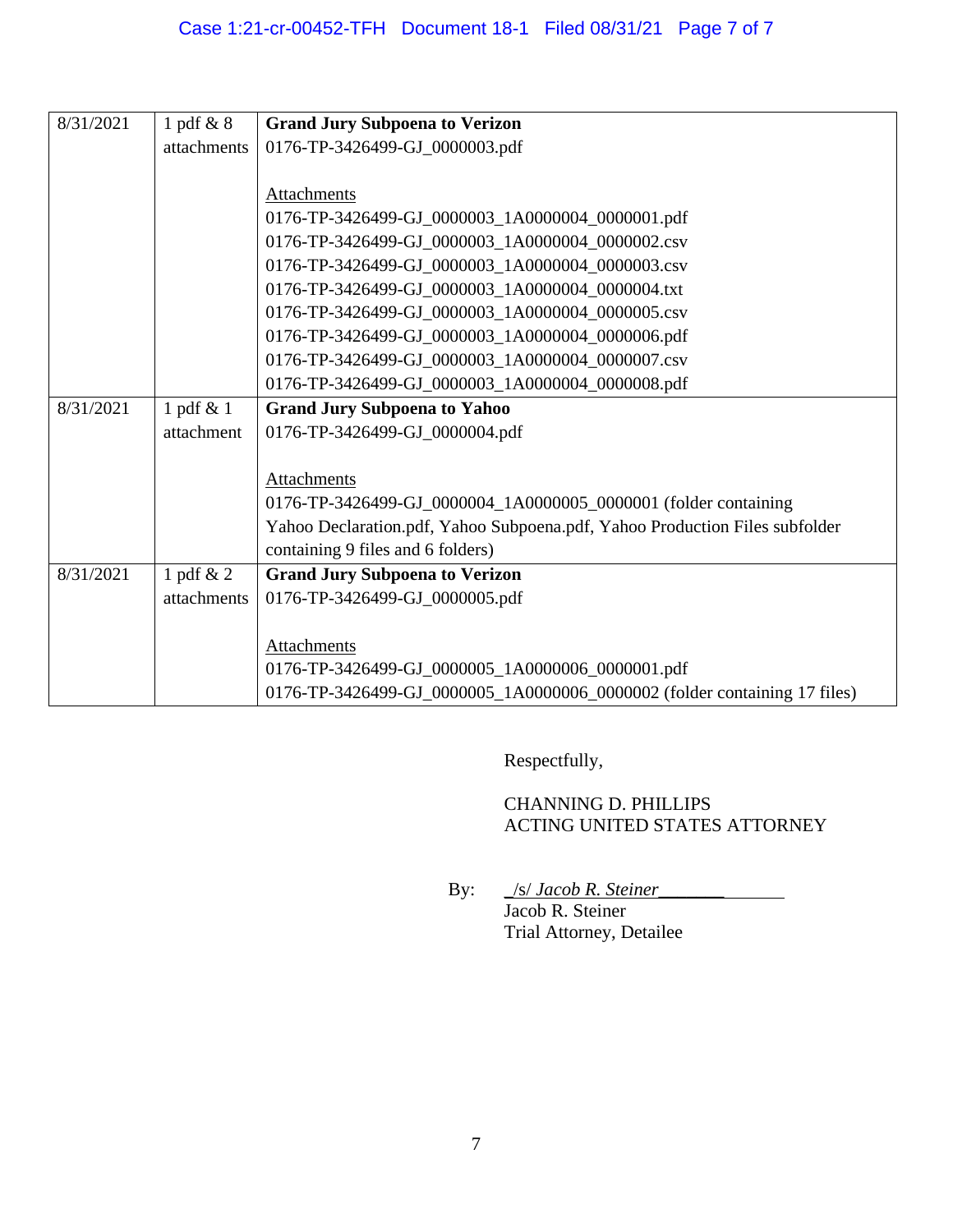| | | |
|---|---|---|
| 8/31/2021 | 1 pdf & 8 attachments | **Grand Jury Subpoena to Verizon**<br>0176-TP-3426499-GJ_0000003.pdf<br><br>Attachments<br>0176-TP-3426499-GJ_0000003_1A0000004_0000001.pdf<br>0176-TP-3426499-GJ_0000003_1A0000004_0000002.csv<br>0176-TP-3426499-GJ_0000003_1A0000004_0000003.csv<br>0176-TP-3426499-GJ_0000003_1A0000004_0000004.txt<br>0176-TP-3426499-GJ_0000003_1A0000004_0000005.csv<br>0176-TP-3426499-GJ_0000003_1A0000004_0000006.pdf<br>0176-TP-3426499-GJ_0000003_1A0000004_0000007.csv<br>0176-TP-3426499-GJ_0000003_1A0000004_0000008.pdf |
| 8/31/2021 | 1 pdf & 1 attachment | **Grand Jury Subpoena to Yahoo**<br>0176-TP-3426499-GJ_0000004.pdf<br><br>Attachments<br>0176-TP-3426499-GJ_0000004_1A0000005_0000001 (folder containing Yahoo Declaration.pdf, Yahoo Subpoena.pdf, Yahoo Production Files subfolder containing 9 files and 6 folders) |
| 8/31/2021 | 1 pdf & 2 attachments | **Grand Jury Subpoena to Verizon**<br>0176-TP-3426499-GJ_0000005.pdf<br><br>Attachments<br>0176-TP-3426499-GJ_0000005_1A0000006_0000001.pdf<br>0176-TP-3426499-GJ_0000005_1A0000006_0000002 (folder containing 17 files) |

Respectfully,

CHANNING D. PHILLIPS
ACTING UNITED STATES ATTORNEY

By: /s/ *Jacob R. Steiner*
Jacob R. Steiner
Trial Attorney, Detailee